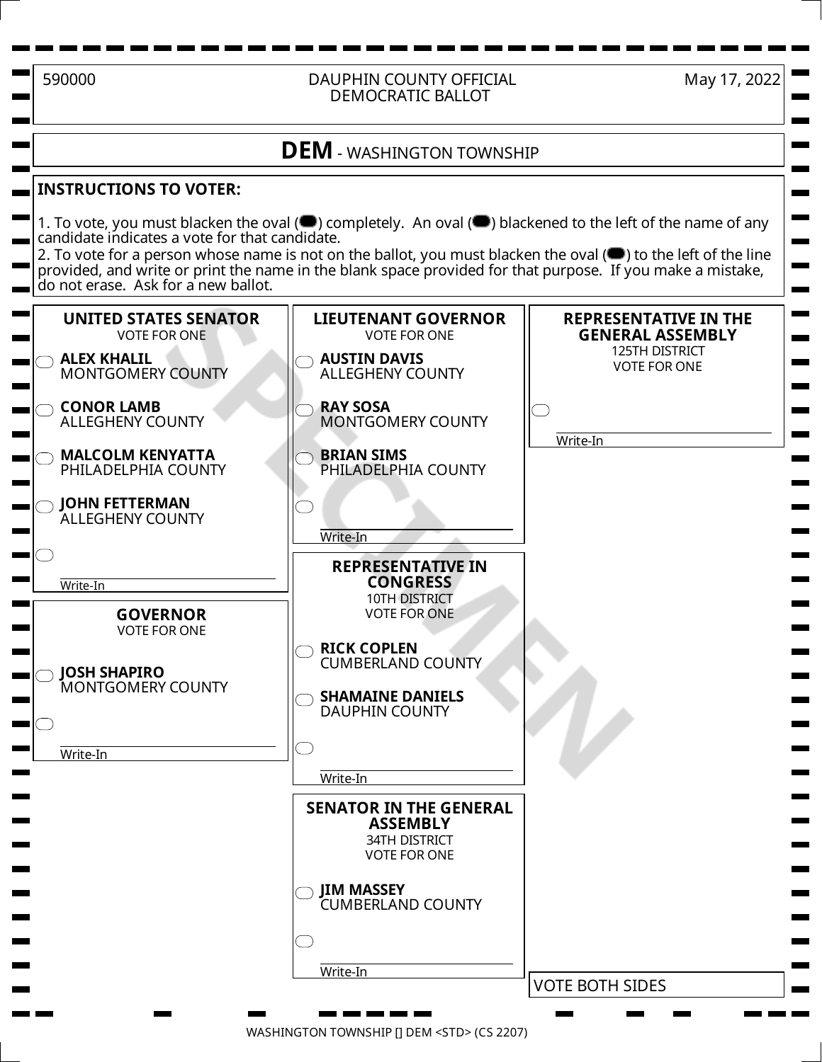590000

DAUPHIN COUNTY OFFICIAL
DEMOCRATIC BALLOT

May 17, 2022

# DEM - WASHINGTON TOWNSHIP

**INSTRUCTIONS TO VOTER:**

1. To vote, you must blacken the oval (⬬) completely. An oval (⬬) blackened to the left of the name of any candidate indicates a vote for that candidate.
2. To vote for a person whose name is not on the ballot, you must blacken the oval (⬬) to the left of the line provided, and write or print the name in the blank space provided for that purpose. If you make a mistake, do not erase. Ask for a new ballot.

## UNITED STATES SENATOR
VOTE FOR ONE

- ⬭ **ALEX KHALIL**
  MONTGOMERY COUNTY
- ⬭ **CONOR LAMB**
  ALLEGHENY COUNTY
- ⬭ **MALCOLM KENYATTA**
  PHILADELPHIA COUNTY
- ⬭ **JOHN FETTERMAN**
  ALLEGHENY COUNTY
- ⬭ ____________________
  Write-In

## GOVERNOR
VOTE FOR ONE

- ⬭ **JOSH SHAPIRO**
  MONTGOMERY COUNTY
- ⬭ ____________________
  Write-In

## LIEUTENANT GOVERNOR
VOTE FOR ONE

- ⬭ **AUSTIN DAVIS**
  ALLEGHENY COUNTY
- ⬭ **RAY SOSA**
  MONTGOMERY COUNTY
- ⬭ **BRIAN SIMS**
  PHILADELPHIA COUNTY
- ⬭ ____________________
  Write-In

## REPRESENTATIVE IN CONGRESS
10TH DISTRICT
VOTE FOR ONE

- ⬭ **RICK COPLEN**
  CUMBERLAND COUNTY
- ⬭ **SHAMAINE DANIELS**
  DAUPHIN COUNTY
- ⬭ ____________________
  Write-In

## SENATOR IN THE GENERAL ASSEMBLY
34TH DISTRICT
VOTE FOR ONE

- ⬭ **JIM MASSEY**
  CUMBERLAND COUNTY
- ⬭ ____________________
  Write-In

## REPRESENTATIVE IN THE GENERAL ASSEMBLY
125TH DISTRICT
VOTE FOR ONE

- ⬭ ____________________
  Write-In

VOTE BOTH SIDES

WASHINGTON TOWNSHIP [] DEM <STD> (CS 2207)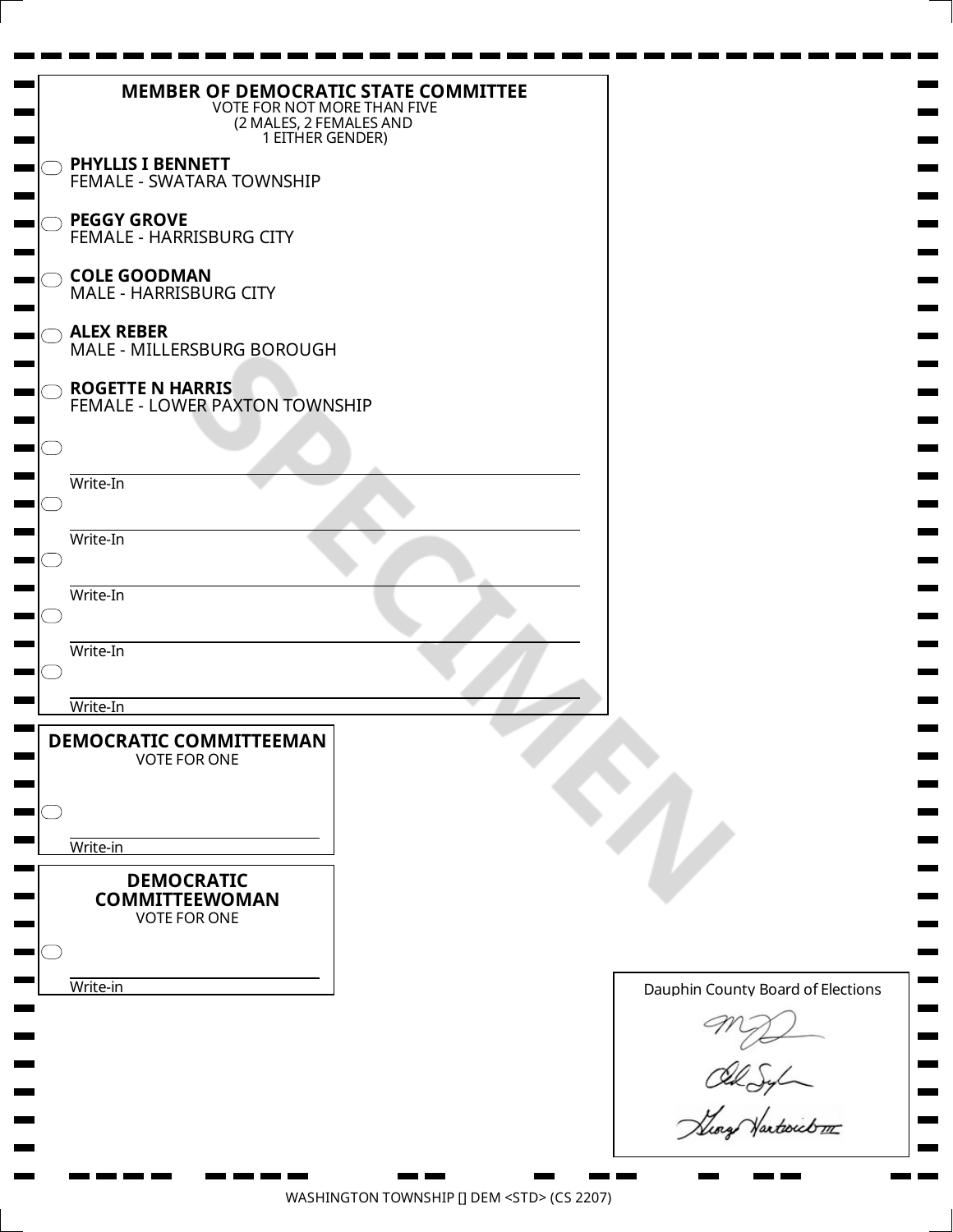## MEMBER OF DEMOCRATIC STATE COMMITTEE

VOTE FOR NOT MORE THAN FIVE
(2 MALES, 2 FEMALES AND
1 EITHER GENDER)

- **PHYLLIS I BENNETT**
  FEMALE - SWATARA TOWNSHIP
- **PEGGY GROVE**
  FEMALE - HARRISBURG CITY
- **COLE GOODMAN**
  MALE - HARRISBURG CITY
- **ALEX REBER**
  MALE - MILLERSBURG BOROUGH
- **ROGETTE N HARRIS**
  FEMALE - LOWER PAXTON TOWNSHIP
- Write-In
- Write-In
- Write-In
- Write-In
- Write-In

## DEMOCRATIC COMMITTEEMAN

VOTE FOR ONE

- Write-in

## DEMOCRATIC COMMITTEEWOMAN

VOTE FOR ONE

- Write-in

SPECIMEN

Dauphin County Board of Elections

WASHINGTON TOWNSHIP [] DEM <STD> (CS 2207)